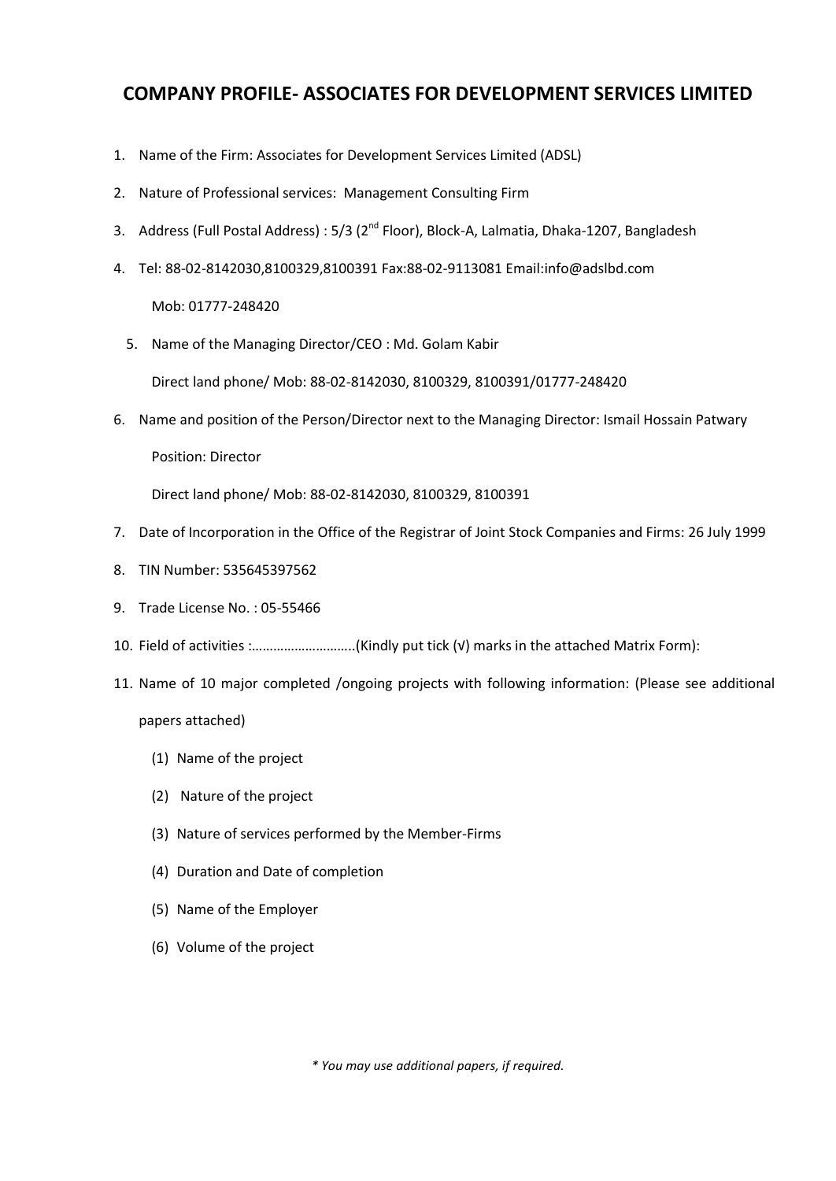# COMPANY PROFILE- ASSOCIATES FOR DEVELOPMENT SERVICES LIMITED

1. Name of the Firm: Associates for Development Services Limited (ADSL)
2. Nature of Professional services: Management Consulting Firm
3. Address (Full Postal Address) : 5/3 (2nd Floor), Block-A, Lalmatia, Dhaka-1207, Bangladesh
4. Tel: 88-02-8142030,8100329,8100391 Fax:88-02-9113081 Email:info@adslbd.com

   Mob: 01777-248420

5. Name of the Managing Director/CEO : Md. Golam Kabir

   Direct land phone/ Mob: 88-02-8142030, 8100329, 8100391/01777-248420

6. Name and position of the Person/Director next to the Managing Director: Ismail Hossain Patwary

   Position: Director

   Direct land phone/ Mob: 88-02-8142030, 8100329, 8100391

7. Date of Incorporation in the Office of the Registrar of Joint Stock Companies and Firms: 26 July 1999
8. TIN Number: 535645397562
9. Trade License No. : 05-55466
10. Field of activities :………………………..(Kindly put tick (√) marks in the attached Matrix Form):
11. Name of 10 major completed /ongoing projects with following information: (Please see additional papers attached)
    (1) Name of the project
    (2) Nature of the project
    (3) Nature of services performed by the Member-Firms
    (4) Duration and Date of completion
    (5) Name of the Employer
    (6) Volume of the project

*\* You may use additional papers, if required.*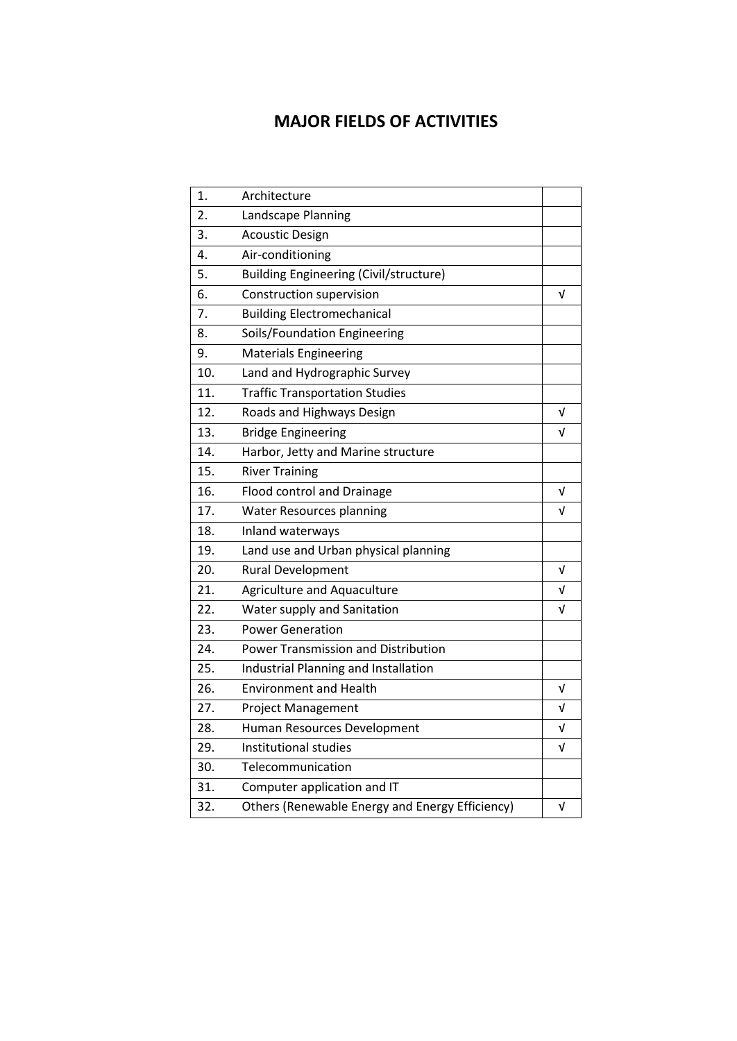# MAJOR FIELDS OF ACTIVITIES

| | | |
|---|---|---|
| 1. | Architecture | |
| 2. | Landscape Planning | |
| 3. | Acoustic Design | |
| 4. | Air-conditioning | |
| 5. | Building Engineering (Civil/structure) | |
| 6. | Construction supervision | √ |
| 7. | Building Electromechanical | |
| 8. | Soils/Foundation Engineering | |
| 9. | Materials Engineering | |
| 10. | Land and Hydrographic Survey | |
| 11. | Traffic Transportation Studies | |
| 12. | Roads and Highways Design | √ |
| 13. | Bridge Engineering | √ |
| 14. | Harbor, Jetty and Marine structure | |
| 15. | River Training | |
| 16. | Flood control and Drainage | √ |
| 17. | Water Resources planning | √ |
| 18. | Inland waterways | |
| 19. | Land use and Urban physical planning | |
| 20. | Rural Development | √ |
| 21. | Agriculture and Aquaculture | √ |
| 22. | Water supply and Sanitation | √ |
| 23. | Power Generation | |
| 24. | Power Transmission and Distribution | |
| 25. | Industrial Planning and Installation | |
| 26. | Environment and Health | √ |
| 27. | Project Management | √ |
| 28. | Human Resources Development | √ |
| 29. | Institutional studies | √ |
| 30. | Telecommunication | |
| 31. | Computer application and IT | |
| 32. | Others (Renewable Energy and Energy Efficiency) | √ |